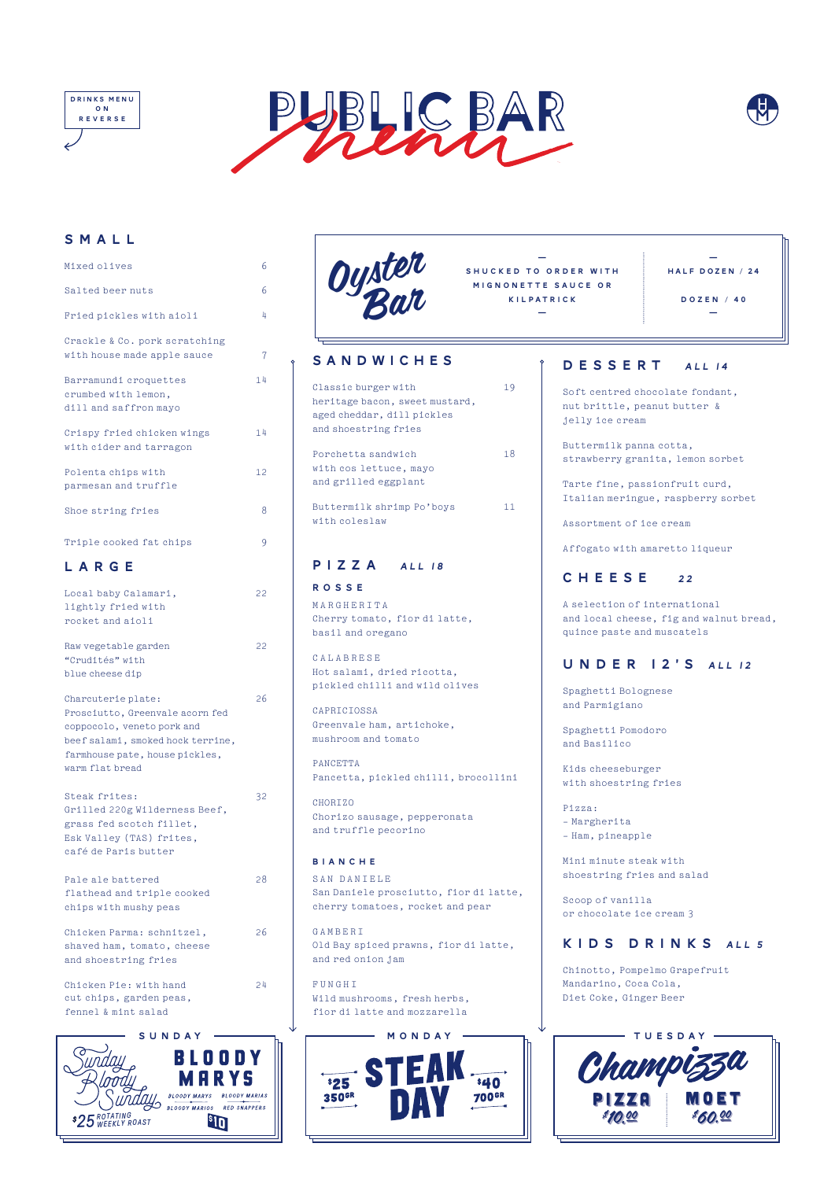DRINKS MENU ON REVERSE

# PUBLIC BAR *menu*

## SMALL

| Item | Price |
| --- | --- |
| Mixed olives | 6 |
| Salted beer nuts | 6 |
| Fried pickles with aioli | 4 |
| Crackle & Co. pork scratching with house made apple sauce | 7 |
| Barramundi croquettes crumbed with lemon, dill and saffron mayo | 14 |
| Crispy fried chicken wings with cider and tarragon | 14 |
| Polenta chips with parmesan and truffle | 12 |
| Shoe string fries | 8 |
| Triple cooked fat chips | 9 |

## LARGE

| Item | Price |
| --- | --- |
| Local baby Calamari, lightly fried with rocket and aioli | 22 |
| Raw vegetable garden "Crudités" with blue cheese dip | 22 |
| Charcuterie plate: Prosciutto, Greenvale acorn fed coppocolo, veneto pork and beef salami, smoked hock terrine, farmhouse pate, house pickles, warm flat bread | 26 |
| Steak frites: Grilled 220g Wilderness Beef, grass fed scotch fillet, Esk Valley (TAS) frites, café de Paris butter | 32 |
| Pale ale battered flathead and triple cooked chips with mushy peas | 28 |
| Chicken Parma: schnitzel, shaved ham, tomato, cheese and shoestring fries | 26 |
| Chicken Pie: with hand cut chips, garden peas, fennel & mint salad | 24 |

## Oyster Bar

SHUCKED TO ORDER WITH MIGNONETTE SAUCE OR KILPATRICK

HALF DOZEN / 24

DOZEN / 40

## SANDWICHES

| Item | Price |
| --- | --- |
| Classic burger with heritage bacon, sweet mustard, aged cheddar, dill pickles and shoestring fries | 19 |
| Porchetta sandwich with cos lettuce, mayo and grilled eggplant | 18 |
| Buttermilk shrimp Po'boys with coleslaw | 11 |

## PIZZA *ALL 18*

### ROSSE

MARGHERITA
Cherry tomato, fior di latte, basil and oregano

CALABRESE
Hot salami, dried ricotta, pickled chilli and wild olives

CAPRICIOSSA
Greenvale ham, artichoke, mushroom and tomato

PANCETTA
Pancetta, pickled chilli, brocollini

CHORIZO
Chorizo sausage, pepperonata and truffle pecorino

### BIANCHE

SAN DANIELE
San Daniele prosciutto, fior di latte, cherry tomatoes, rocket and pear

GAMBERI
Old Bay spiced prawns, fior di latte, and red onion jam

FUNGHI
Wild mushrooms, fresh herbs, fior di latte and mozzarella

## DESSERT *ALL 14*

Soft centred chocolate fondant, nut brittle, peanut butter & jelly ice cream

Buttermilk panna cotta, strawberry granita, lemon sorbet

Tarte fine, passionfruit curd, Italian meringue, raspberry sorbet

Assortment of ice cream

Affogato with amaretto liqueur

## CHEESE *22*

A selection of international and local cheese, fig and walnut bread, quince paste and muscatels

## UNDER 12'S *ALL 12*

Spaghetti Bolognese and Parmigiano

Spaghetti Pomodoro and Basilico

Kids cheeseburger with shoestring fries

Pizza:
- Margherita
- Ham, pineapple

Mini minute steak with shoestring fries and salad

Scoop of vanilla or chocolate ice cream 3

## KIDS DRINKS *ALL 5*

Chinotto, Pompelmo Grapefruit, Mandarino, Coca Cola, Diet Coke, Ginger Beer

---

**SUNDAY**

Sunday Bloody Sunday — $25 ROTATING WEEKLY ROAST

BLOODY MARYS — BLOODY MARYS, BLOODY MARIAS, BLOODY MARIOS, RED SNAPPERS — $10

**MONDAY**

STEAK DAY — $25 350GR / $40 700GR

**TUESDAY**

Champizza — PIZZA $10.00 / MOET $60.00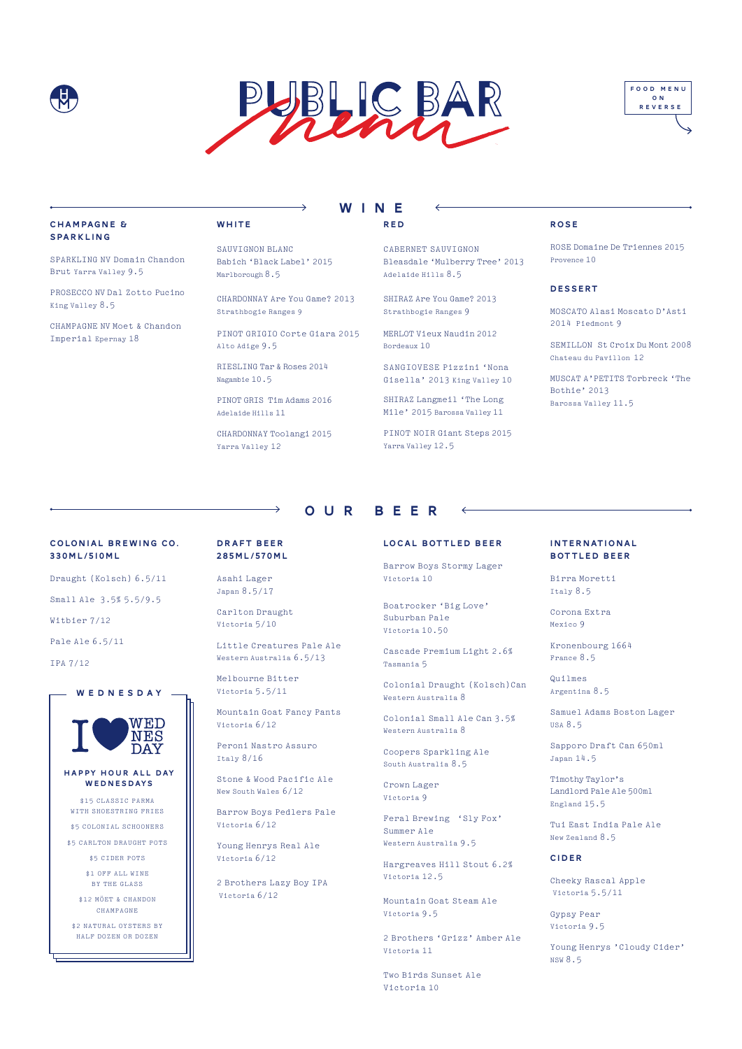# PUBLIC BAR menu

FOOD MENU ON REVERSE

## WINE

### CHAMPAGNE & SPARKLING

SPARKLING NV Domain Chandon Brut Yarra Valley 9.5

PROSECCO NV Dal Zotto Pucino King Valley 8.5

CHAMPAGNE NV Moet & Chandon Imperial Epernay 18

### WHITE

SAUVIGNON BLANC Babich 'Black Label' 2015 Marlborough 8.5

CHARDONNAY Are You Game? 2013 Strathbogie Ranges 9

PINOT GRIGIO Corte Giara 2015 Alto Adige 9.5

RIESLING Tar & Roses 2014 Nagambie 10.5

PINOT GRIS Tim Adams 2016 Adelaide Hills 11

CHARDONNAY Toolangi 2015 Yarra Valley 12

### RED

CABERNET SAUVIGNON Bleasdale 'Mulberry Tree' 2013 Adelaide Hills 8.5

SHIRAZ Are You Game? 2013 Strathbogie Ranges 9

MERLOT Vieux Naudin 2012 Bordeaux 10

SANGIOVESE Pizzini 'Nona Gisella' 2013 King Valley 10

SHIRAZ Langmeil 'The Long Mile' 2015 Barossa Valley 11

PINOT NOIR Giant Steps 2015 Yarra Valley 12.5

### ROSE

ROSE Domaine De Triennes 2015 Provence 10

### DESSERT

MOSCATO Alasi Moscato D'Asti 2014 Piedmont 9

SEMILLON St Croix Du Mont 2008 Chateau du Pavillon 12

MUSCAT A'PETITS Torbreck 'The Bothie' 2013 Barossa Valley 11.5

## OUR BEER

### COLONIAL BREWING CO. 330ML/510ML

Draught (Kolsch) 6.5/11

Small Ale 3.5% 5.5/9.5

Witbier 7/12

Pale Ale 6.5/11

IPA 7/12

### WEDNESDAY

I ♥ WEDNESDAY

**HAPPY HOUR ALL DAY WEDNESDAYS**

$15 CLASSIC PARMA WITH SHOESTRING FRIES

$5 COLONIAL SCHOONERS

$5 CARLTON DRAUGHT POTS

$5 CIDER POTS

$1 OFF ALL WINE BY THE GLASS

$12 MÖET & CHANDON CHAMPAGNE

$2 NATURAL OYSTERS BY HALF DOZEN OR DOZEN

### DRAFT BEER 285ML/570ML

Asahi Lager Japan 8.5/17

Carlton Draught Victoria 5/10

Little Creatures Pale Ale Western Australia 6.5/13

Melbourne Bitter Victoria 5.5/11

Mountain Goat Fancy Pants Victoria 6/12

Peroni Nastro Assuro Italy 8/16

Stone & Wood Pacific Ale New South Wales 6/12

Barrow Boys Pedlers Pale Victoria 6/12

Young Henrys Real Ale Victoria 6/12

2 Brothers Lazy Boy IPA Victoria 6/12

### LOCAL BOTTLED BEER

Barrow Boys Stormy Lager Victoria 10

Boatrocker 'Big Love' Suburban Pale Victoria 10.50

Cascade Premium Light 2.6% Tasmania 5

Colonial Draught (Kolsch)Can Western Australia 8

Colonial Small Ale Can 3.5% Western Australia 8

Coopers Sparkling Ale South Australia 8.5

Crown Lager Victoria 9

Feral Brewing 'Sly Fox' Summer Ale Western Australia 9.5

Hargreaves Hill Stout 6.2% Victoria 12.5

Mountain Goat Steam Ale Victoria 9.5

2 Brothers 'Grizz' Amber Ale Victoria 11

Two Birds Sunset Ale Victoria 10

### INTERNATIONAL BOTTLED BEER

Birra Moretti Italy 8.5

Corona Extra Mexico 9

Kronenbourg 1664 France 8.5

Quilmes Argentina 8.5

Samuel Adams Boston Lager USA 8.5

Sapporo Draft Can 650ml Japan 14.5

Timothy Taylor's Landlord Pale Ale 500ml England 15.5

Tui East India Pale Ale New Zealand 8.5

### CIDER

Cheeky Rascal Apple Victoria 5.5/11

Gypsy Pear Victoria 9.5

Young Henrys 'Cloudy Cider' NSW 8.5